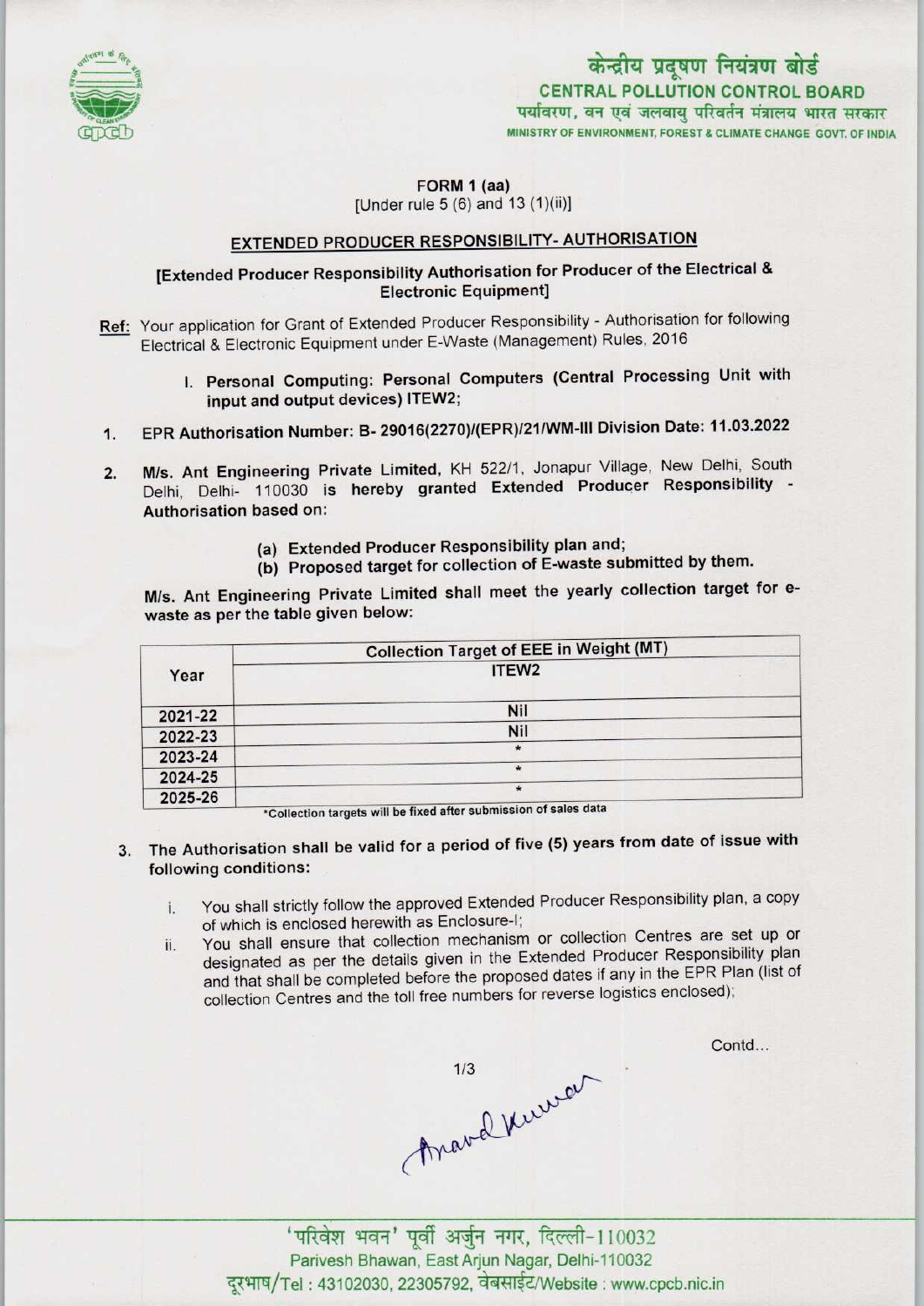केन्द्रीय प्रदूषण नियंत्रण बोर्ड
CENTRAL POLLUTION CONTROL BOARD
पर्यावरण, वन एवं जलवायु परिवर्तन मंत्रालय भारत सरकार
MINISTRY OF ENVIRONMENT, FOREST & CLIMATE CHANGE GOVT. OF INDIA

FORM 1 (aa)
[Under rule 5 (6) and 13 (1)(ii)]

## EXTENDED PRODUCER RESPONSIBILITY- AUTHORISATION

**[Extended Producer Responsibility Authorisation for Producer of the Electrical & Electronic Equipment]**

**Ref:** Your application for Grant of Extended Producer Responsibility - Authorisation for following Electrical & Electronic Equipment under E-Waste (Management) Rules, 2016

I. **Personal Computing: Personal Computers (Central Processing Unit with input and output devices) ITEW2;**

1. **EPR Authorisation Number: B- 29016(2270)/(EPR)/21/WM-III Division Date: 11.03.2022**

2. **M/s. Ant Engineering Private Limited,** KH 522/1, Jonapur Village, New Delhi, South Delhi, Delhi- 110030 is **hereby granted Extended Producer Responsibility - Authorisation** based on:

   (a) **Extended Producer Responsibility plan and;**
   (b) **Proposed target for collection of E-waste submitted by them.**

**M/s. Ant Engineering Private Limited shall meet the yearly collection target for e-waste as per the table given below:**

| Year | Collection Target of EEE in Weight (MT) |
|---|---|
| | ITEW2 |
| 2021-22 | Nil |
| 2022-23 | Nil |
| 2023-24 | * |
| 2024-25 | * |
| 2025-26 | * |

*Collection targets will be fixed after submission of sales data

3. **The Authorisation shall be valid for a period of five (5) years from date of issue with following conditions:**

   i. You shall strictly follow the approved Extended Producer Responsibility plan, a copy of which is enclosed herewith as Enclosure-I;
   ii. You shall ensure that collection mechanism or collection Centres are set up or designated as per the details given in the Extended Producer Responsibility plan and that shall be completed before the proposed dates if any in the EPR Plan (list of collection Centres and the toll free numbers for reverse logistics enclosed);

Contd...

Anand Kumar

'परिवेश भवन' पूर्वी अर्जुन नगर, दिल्ली-110032
Parivesh Bhawan, East Arjun Nagar, Delhi-110032
दूरभाष/Tel : 43102030, 22305792, वेबसाईट/Website : www.cpcb.nic.in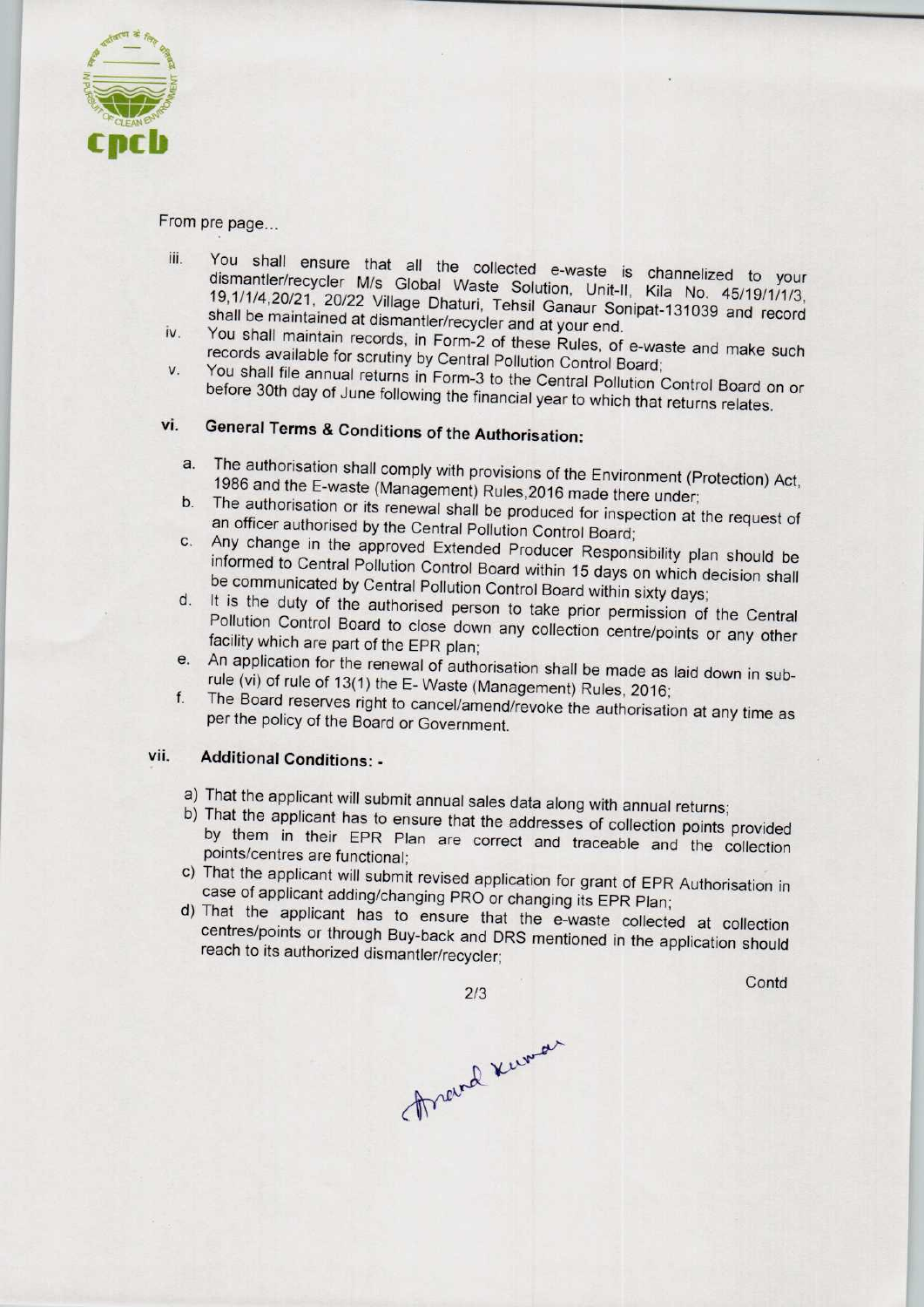From pre page...

iii. You shall ensure that all the collected e-waste is channelized to your dismantler/recycler M/s Global Waste Solution, Unit-II, Kila No. 45/19/1/1/3, 19,1/1/4,20/21, 20/22 Village Dhaturi, Tehsil Ganaur Sonipat-131039 and record shall be maintained at dismantler/recycler and at your end.

iv. You shall maintain records, in Form-2 of these Rules, of e-waste and make such records available for scrutiny by Central Pollution Control Board;

v. You shall file annual returns in Form-3 to the Central Pollution Control Board on or before 30th day of June following the financial year to which that returns relates.

## vi. General Terms & Conditions of the Authorisation:

a. The authorisation shall comply with provisions of the Environment (Protection) Act, 1986 and the E-waste (Management) Rules,2016 made there under;

b. The authorisation or its renewal shall be produced for inspection at the request of an officer authorised by the Central Pollution Control Board;

c. Any change in the approved Extended Producer Responsibility plan should be informed to Central Pollution Control Board within 15 days on which decision shall be communicated by Central Pollution Control Board within sixty days;

d. It is the duty of the authorised person to take prior permission of the Central Pollution Control Board to close down any collection centre/points or any other facility which are part of the EPR plan;

e. An application for the renewal of authorisation shall be made as laid down in sub-rule (vi) of rule of 13(1) the E- Waste (Management) Rules, 2016;

f. The Board reserves right to cancel/amend/revoke the authorisation at any time as per the policy of the Board or Government.

## vii. Additional Conditions: -

a) That the applicant will submit annual sales data along with annual returns;

b) That the applicant has to ensure that the addresses of collection points provided by them in their EPR Plan are correct and traceable and the collection points/centres are functional;

c) That the applicant will submit revised application for grant of EPR Authorisation in case of applicant adding/changing PRO or changing its EPR Plan;

d) That the applicant has to ensure that the e-waste collected at collection centres/points or through Buy-back and DRS mentioned in the application should reach to its authorized dismantler/recycler;

Contd

Anand Kumar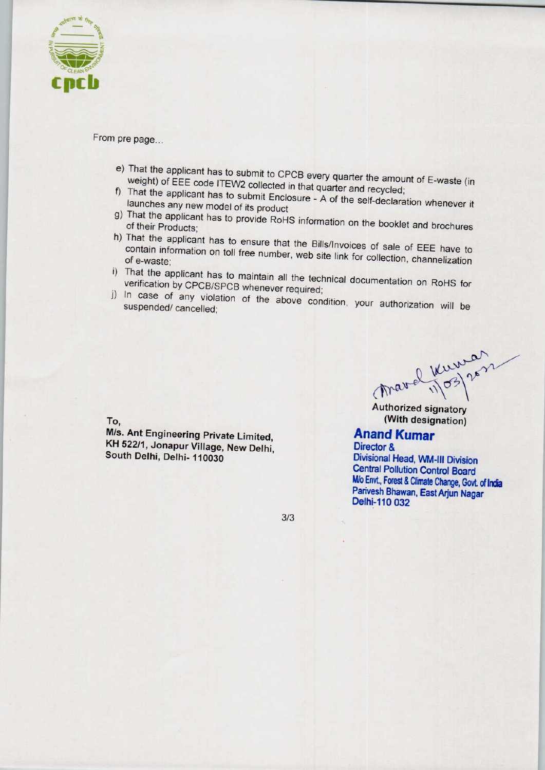From pre page...

e) That the applicant has to submit to CPCB every quarter the amount of E-waste (in weight) of EEE code ITEW2 collected in that quarter and recycled;
f) That the applicant has to submit Enclosure - A of the self-declaration whenever it launches any new model of its product
g) That the applicant has to provide RoHS information on the booklet and brochures of their Products;
h) That the applicant has to ensure that the Bills/Invoices of sale of EEE have to contain information on toll free number, web site link for collection, channelization of e-waste;
i) That the applicant has to maintain all the technical documentation on RoHS for verification by CPCB/SPCB whenever required;
j) In case of any violation of the above condition, your authorization will be suspended/ cancelled;

Anand Kumar 11/03/2022

Authorized signatory
(With designation)

**Anand Kumar**
Director &
Divisional Head, WM-III Division
Central Pollution Control Board
M/o Envt., Forest & Climate Change, Govt. of India
Parivesh Bhawan, East Arjun Nagar
Delhi-110 032

To,
**M/s. Ant Engineering Private Limited,**
**KH 522/1, Jonapur Village, New Delhi,**
**South Delhi, Delhi- 110030**